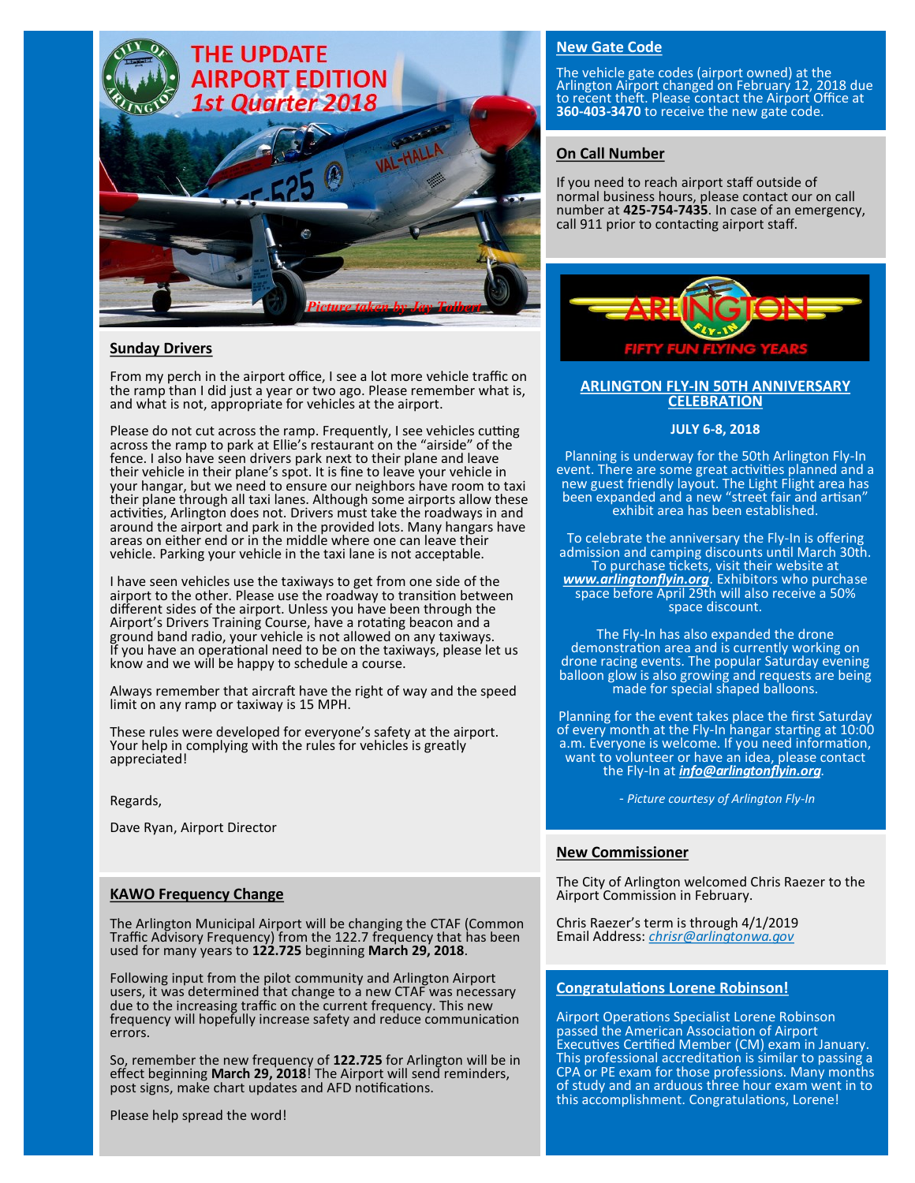# THE UPDATE AIRPORT EDITION

*1st Quarter 2018*

*Picture taken by Jay Tolbert*

## Sunday Drivers

From my perch in the airport office, I see a lot more vehicle traffic on the ramp than I did just a year or two ago. Please remember what is, and what is not, appropriate for vehicles at the airport.

Please do not cut across the ramp. Frequently, I see vehicles cutting across the ramp to park at Ellie's restaurant on the "airside" of the fence. I also have seen drivers park next to their plane and leave their vehicle in their plane's spot. It is fine to leave your vehicle in your hangar, but we need to ensure our neighbors have room to taxi their plane through all taxi lanes. Although some airports allow these activities, Arlington does not. Drivers must take the roadways in and around the airport and park in the provided lots. Many hangars have areas on either end or in the middle where one can leave their vehicle. Parking your vehicle in the taxi lane is not acceptable.

I have seen vehicles use the taxiways to get from one side of the airport to the other. Please use the roadway to transition between different sides of the airport. Unless you have been through the Airport's Drivers Training Course, have a rotating beacon and a ground band radio, your vehicle is not allowed on any taxiways. If you have an operational need to be on the taxiways, please let us know and we will be happy to schedule a course.

Always remember that aircraft have the right of way and the speed limit on any ramp or taxiway is 15 MPH.

These rules were developed for everyone's safety at the airport. Your help in complying with the rules for vehicles is greatly appreciated!

Regards,

Dave Ryan, Airport Director

## KAWO Frequency Change

The Arlington Municipal Airport will be changing the CTAF (Common Traffic Advisory Frequency) from the 122.7 frequency that has been used for many years to **122.725** beginning **March 29, 2018**.

Following input from the pilot community and Arlington Airport users, it was determined that change to a new CTAF was necessary due to the increasing traffic on the current frequency. This new frequency will hopefully increase safety and reduce communication errors.

So, remember the new frequency of **122.725** for Arlington will be in effect beginning **March 29, 2018**! The Airport will send reminders, post signs, make chart updates and AFD notifications.

Please help spread the word!

## New Gate Code

The vehicle gate codes (airport owned) at the Arlington Airport changed on February 12, 2018 due to recent theft. Please contact the Airport Office at **360-403-3470** to receive the new gate code.

## On Call Number

If you need to reach airport staff outside of normal business hours, please contact our on call number at **425-754-7435**. In case of an emergency, call 911 prior to contacting airport staff.

ARLINGTON FLY-IN — FIFTY FUN FLYING YEARS

## ARLINGTON FLY-IN 50TH ANNIVERSARY CELEBRATION

**JULY 6-8, 2018**

Planning is underway for the 50th Arlington Fly-In event. There are some great activities planned and a new guest friendly layout. The Light Flight area has been expanded and a new "street fair and artisan" exhibit area has been established.

To celebrate the anniversary the Fly-In is offering admission and camping discounts until March 30th. To purchase tickets, visit their website at ***www.arlingtonflyin.org***. Exhibitors who purchase space before April 29th will also receive a 50% space discount.

The Fly-In has also expanded the drone demonstration area and is currently working on drone racing events. The popular Saturday evening balloon glow is also growing and requests are being made for special shaped balloons.

Planning for the event takes place the first Saturday of every month at the Fly-In hangar starting at 10:00 a.m. Everyone is welcome. If you need information, want to volunteer or have an idea, please contact the Fly-In at ***info@arlingtonflyin.org***.

*- Picture courtesy of Arlington Fly-In*

## New Commissioner

The City of Arlington welcomed Chris Raezer to the Airport Commission in February.

Chris Raezer's term is through 4/1/2019
Email Address: *chrisr@arlingtonwa.gov*

## Congratulations Lorene Robinson!

Airport Operations Specialist Lorene Robinson passed the American Association of Airport Executives Certified Member (CM) exam in January. This professional accreditation is similar to passing a CPA or PE exam for those professions. Many months of study and an arduous three hour exam went in to this accomplishment. Congratulations, Lorene!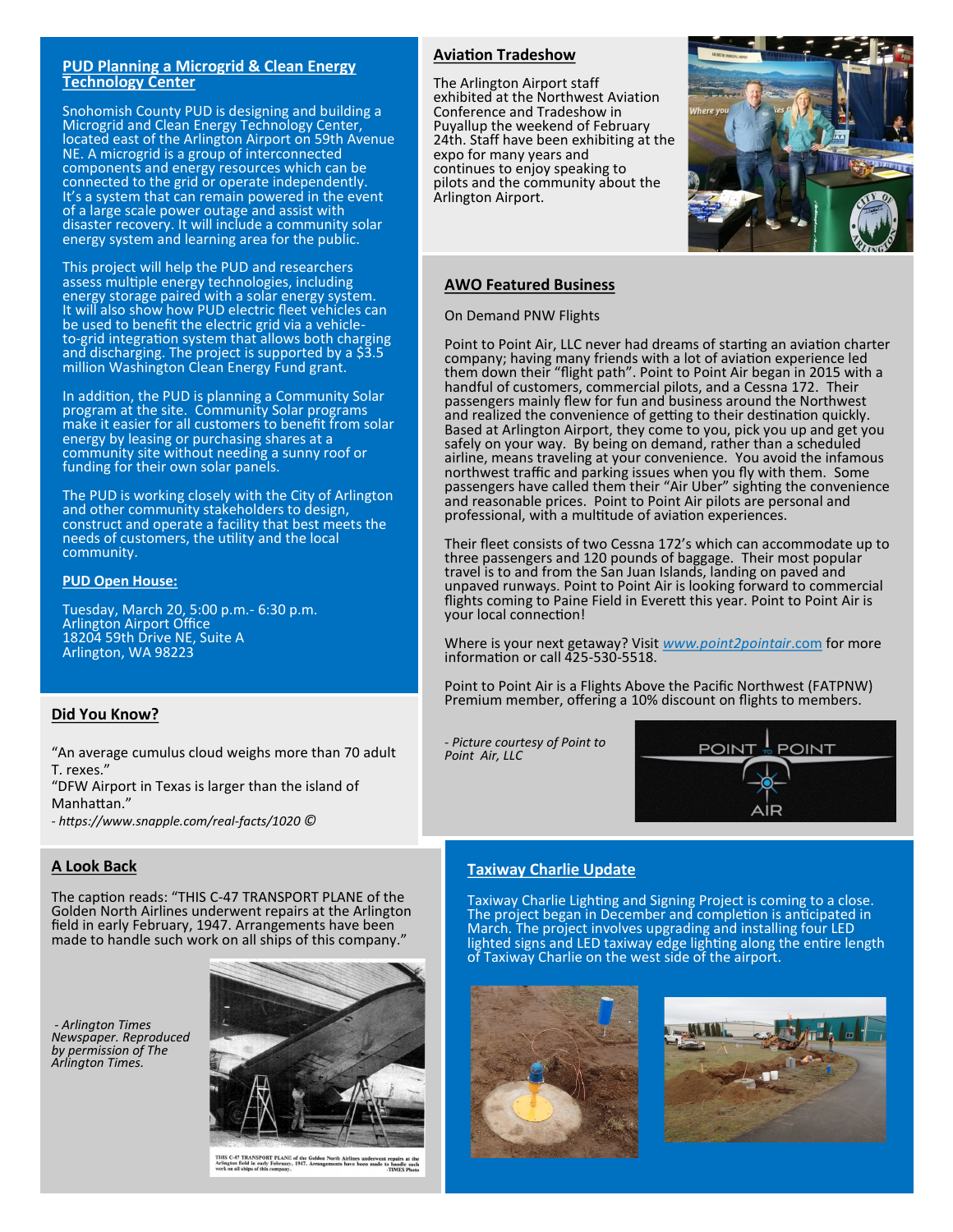## PUD Planning a Microgrid & Clean Energy Technology Center

Snohomish County PUD is designing and building a Microgrid and Clean Energy Technology Center, located east of the Arlington Airport on 59th Avenue NE. A microgrid is a group of interconnected components and energy resources which can be connected to the grid or operate independently. It's a system that can remain powered in the event of a large scale power outage and assist with disaster recovery. It will include a community solar energy system and learning area for the public.

This project will help the PUD and researchers assess multiple energy technologies, including energy storage paired with a solar energy system. It will also show how PUD electric fleet vehicles can be used to benefit the electric grid via a vehicle-to-grid integration system that allows both charging and discharging. The project is supported by a $3.5 million Washington Clean Energy Fund grant.

In addition, the PUD is planning a Community Solar program at the site. Community Solar programs make it easier for all customers to benefit from solar energy by leasing or purchasing shares at a community site without needing a sunny roof or funding for their own solar panels.

The PUD is working closely with the City of Arlington and other community stakeholders to design, construct and operate a facility that best meets the needs of customers, the utility and the local community.

**PUD Open House:**

Tuesday, March 20, 5:00 p.m.- 6:30 p.m.
Arlington Airport Office
18204 59th Drive NE, Suite A
Arlington, WA 98223

## Did You Know?

"An average cumulus cloud weighs more than 70 adult T. rexes."
"DFW Airport in Texas is larger than the island of Manhattan."

*- https://www.snapple.com/real-facts/1020 ©*

## A Look Back

The caption reads: "THIS C-47 TRANSPORT PLANE of the Golden North Airlines underwent repairs at the Arlington field in early February, 1947. Arrangements have been made to handle such work on all ships of this company."

*- Arlington Times Newspaper. Reproduced by permission of The Arlington Times.*

## Aviation Tradeshow

The Arlington Airport staff exhibited at the Northwest Aviation Conference and Tradeshow in Puyallup the weekend of February 24th. Staff have been exhibiting at the expo for many years and continues to enjoy speaking to pilots and the community about the Arlington Airport.

## AWO Featured Business

On Demand PNW Flights

Point to Point Air, LLC never had dreams of starting an aviation charter company; having many friends with a lot of aviation experience led them down their "flight path". Point to Point Air began in 2015 with a handful of customers, commercial pilots, and a Cessna 172. Their passengers mainly flew for fun and business around the Northwest and realized the convenience of getting to their destination quickly. Based at Arlington Airport, they come to you, pick you up and get you safely on your way. By being on demand, rather than a scheduled airline, means traveling at your convenience. You avoid the infamous northwest traffic and parking issues when you fly with them. Some passengers have called them their "Air Uber" sighting the convenience and reasonable prices. Point to Point Air pilots are personal and professional, with a multitude of aviation experiences.

Their fleet consists of two Cessna 172's which can accommodate up to three passengers and 120 pounds of baggage. Their most popular travel is to and from the San Juan Islands, landing on paved and unpaved runways. Point to Point Air is looking forward to commercial flights coming to Paine Field in Everett this year. Point to Point Air is your local connection!

Where is your next getaway? Visit [www.point2pointair.com](http://www.point2pointair.com) for more information or call 425-530-5518.

Point to Point Air is a Flights Above the Pacific Northwest (FATPNW) Premium member, offering a 10% discount on flights to members.

*- Picture courtesy of Point to Point Air, LLC*

## Taxiway Charlie Update

Taxiway Charlie Lighting and Signing Project is coming to a close. The project began in December and completion is anticipated in March. The project involves upgrading and installing four LED lighted signs and LED taxiway edge lighting along the entire length of Taxiway Charlie on the west side of the airport.